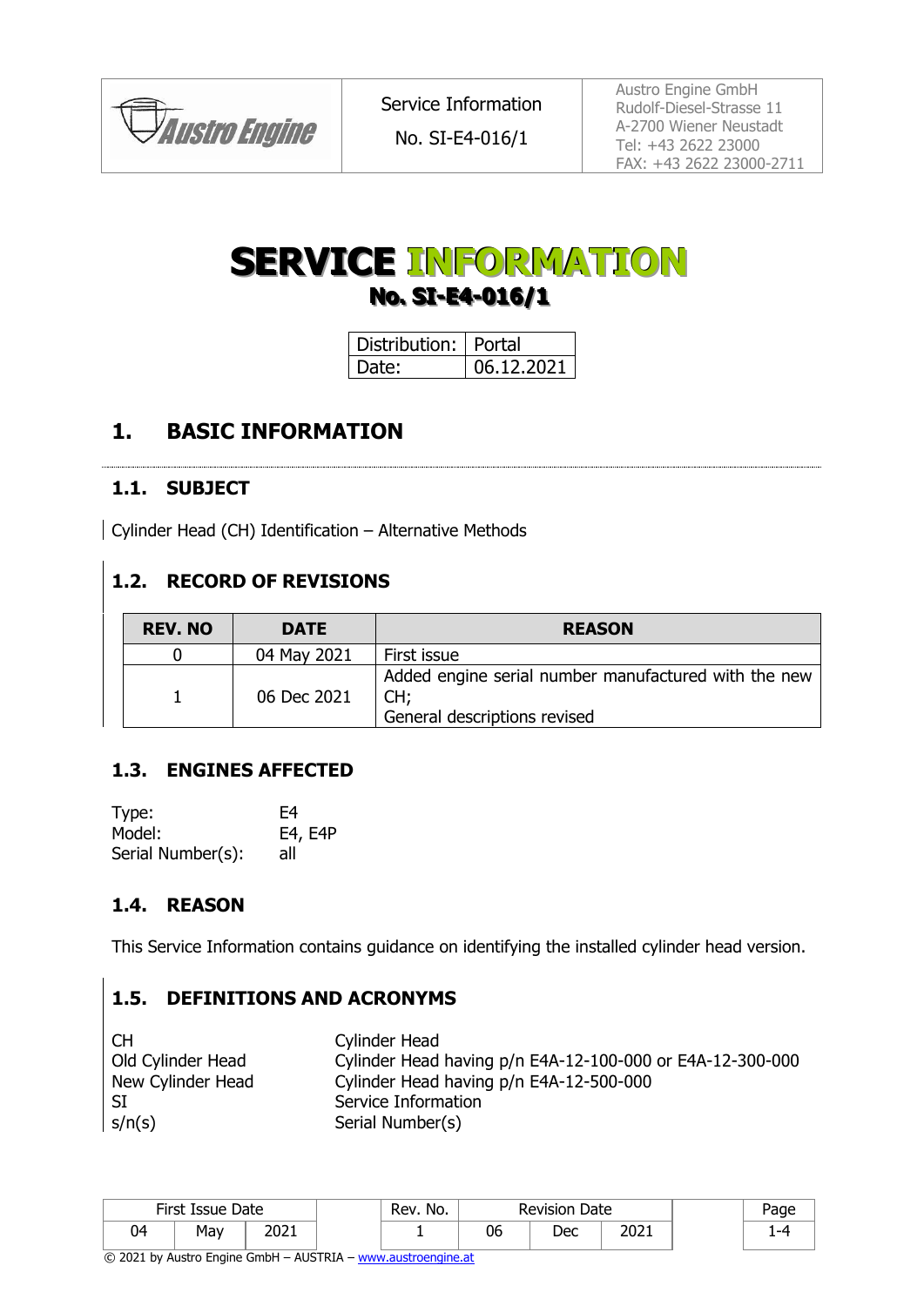# SERVICE INFORMATION

## No. SI-E4-016/1

| Distribution: | Portal |
|---|---|
| Date: | 06.12.2021 |

## 1. BASIC INFORMATION

### 1.1. SUBJECT

Cylinder Head (CH) Identification – Alternative Methods

### 1.2. RECORD OF REVISIONS

| REV. NO | DATE | REASON |
|---|---|---|
| 0 | 04 May 2021 | First issue |
| 1 | 06 Dec 2021 | Added engine serial number manufactured with the new CH;<br>General descriptions revised |

### 1.3. ENGINES AFFECTED

Type: E4
Model: E4, E4P
Serial Number(s): all

### 1.4. REASON

This Service Information contains guidance on identifying the installed cylinder head version.

### 1.5. DEFINITIONS AND ACRONYMS

| | |
|---|---|
| CH | Cylinder Head |
| Old Cylinder Head | Cylinder Head having p/n E4A-12-100-000 or E4A-12-300-000 |
| New Cylinder Head | Cylinder Head having p/n E4A-12-500-000 |
| SI | Service Information |
| s/n(s) | Serial Number(s) |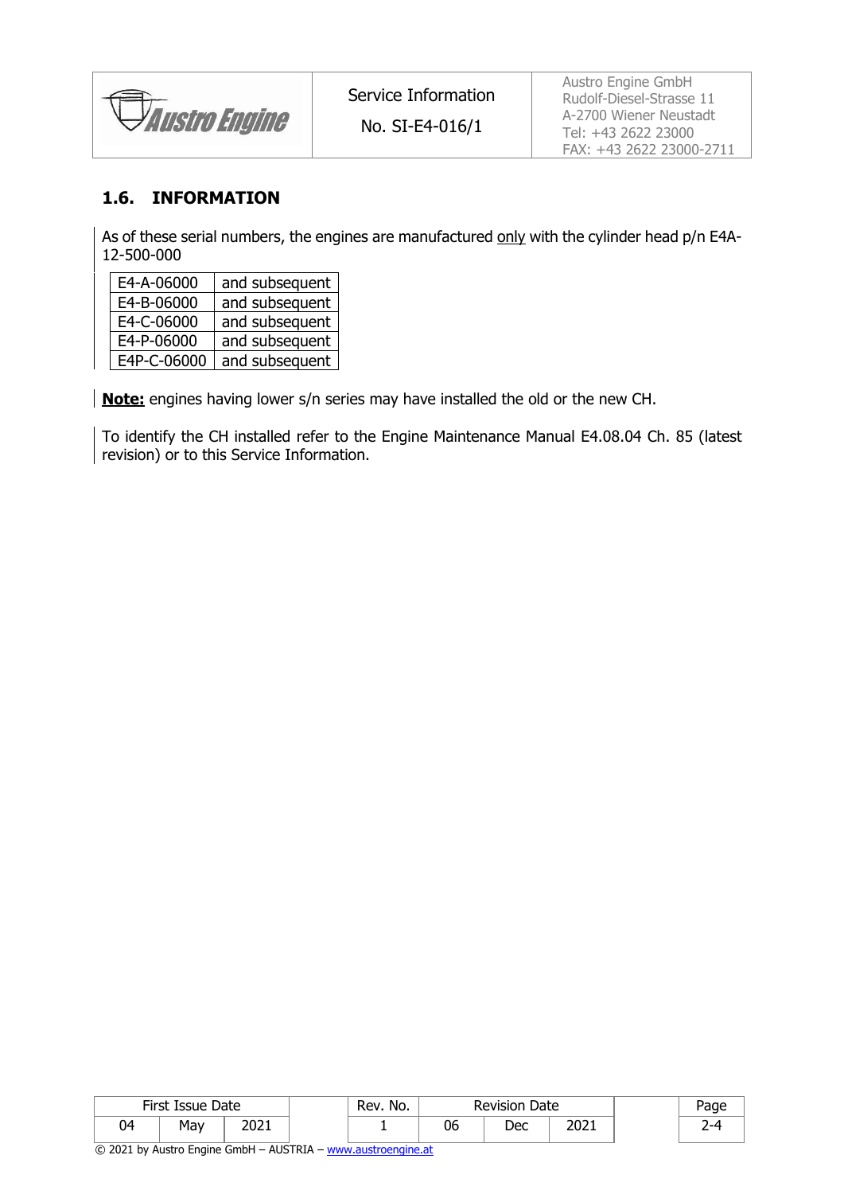## 1.6. INFORMATION

As of these serial numbers, the engines are manufactured <u>only</u> with the cylinder head p/n E4A-12-500-000

| | |
|---|---|
| E4-A-06000 | and subsequent |
| E4-B-06000 | and subsequent |
| E4-C-06000 | and subsequent |
| E4-P-06000 | and subsequent |
| E4P-C-06000 | and subsequent |

**<u>Note:</u>** engines having lower s/n series may have installed the old or the new CH.

To identify the CH installed refer to the Engine Maintenance Manual E4.08.04 Ch. 85 (latest revision) or to this Service Information.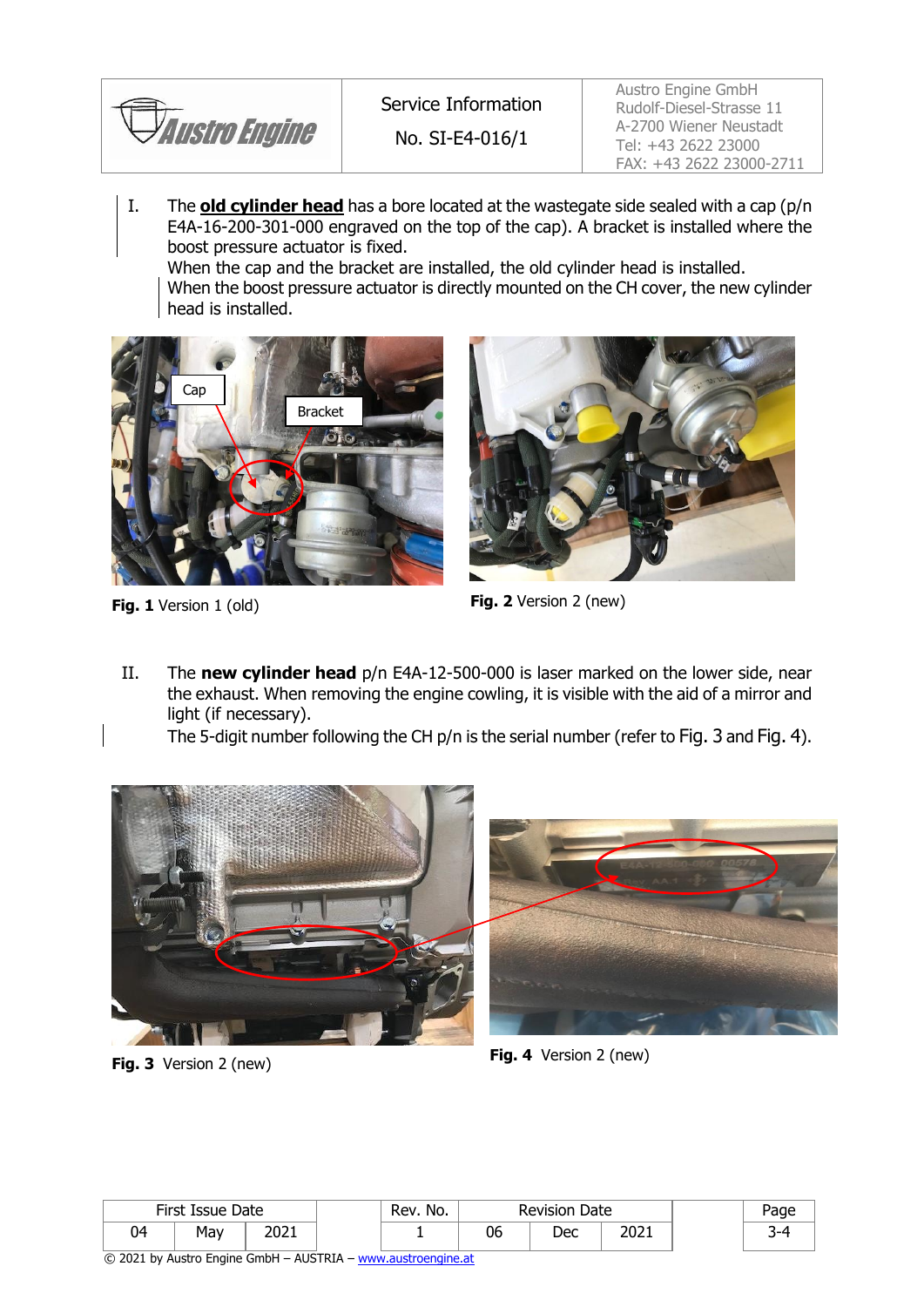I. The **old cylinder head** has a bore located at the wastegate side sealed with a cap (p/n E4A-16-200-301-000 engraved on the top of the cap). A bracket is installed where the boost pressure actuator is fixed.
When the cap and the bracket are installed, the old cylinder head is installed.
When the boost pressure actuator is directly mounted on the CH cover, the new cylinder head is installed.

**Fig. 1** Version 1 (old)

**Fig. 2** Version 2 (new)

II. The **new cylinder head** p/n E4A-12-500-000 is laser marked on the lower side, near the exhaust. When removing the engine cowling, it is visible with the aid of a mirror and light (if necessary).
The 5-digit number following the CH p/n is the serial number (refer to Fig. 3 and Fig. 4).

**Fig. 3** Version 2 (new)

**Fig. 4** Version 2 (new)

| First Issue Date | | | Rev. No. | Revision Date | | | Page |
|---|---|---|---|---|---|---|---|
| 04 | May | 2021 | 1 | 06 | Dec | 2021 | 3-4 |

© 2021 by Austro Engine GmbH – AUSTRIA – www.austroengine.at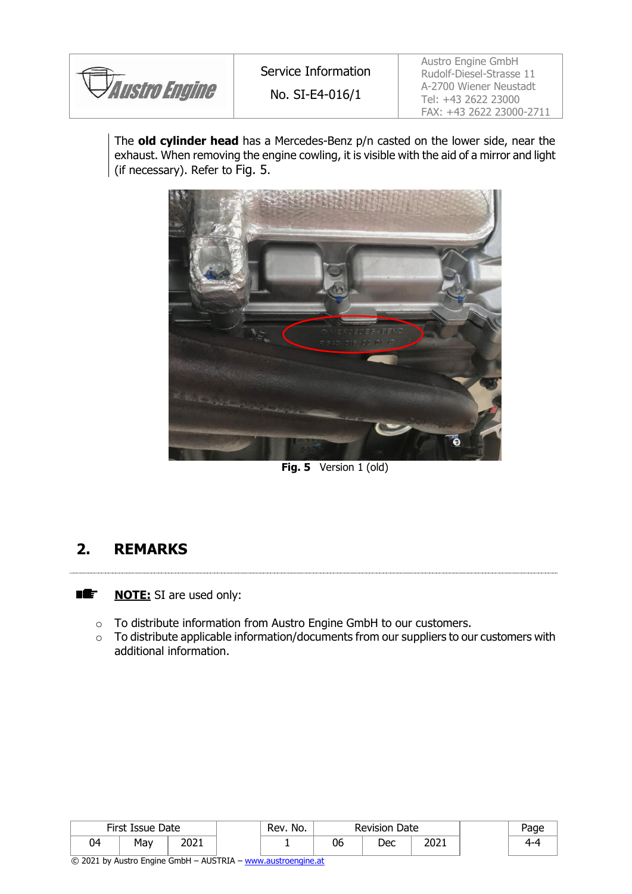The **old cylinder head** has a Mercedes-Benz p/n casted on the lower side, near the exhaust. When removing the engine cowling, it is visible with the aid of a mirror and light (if necessary). Refer to Fig. 5.

**Fig. 5** Version 1 (old)

## 2. REMARKS

**NOTE:** SI are used only:

- To distribute information from Austro Engine GmbH to our customers.
- To distribute applicable information/documents from our suppliers to our customers with additional information.